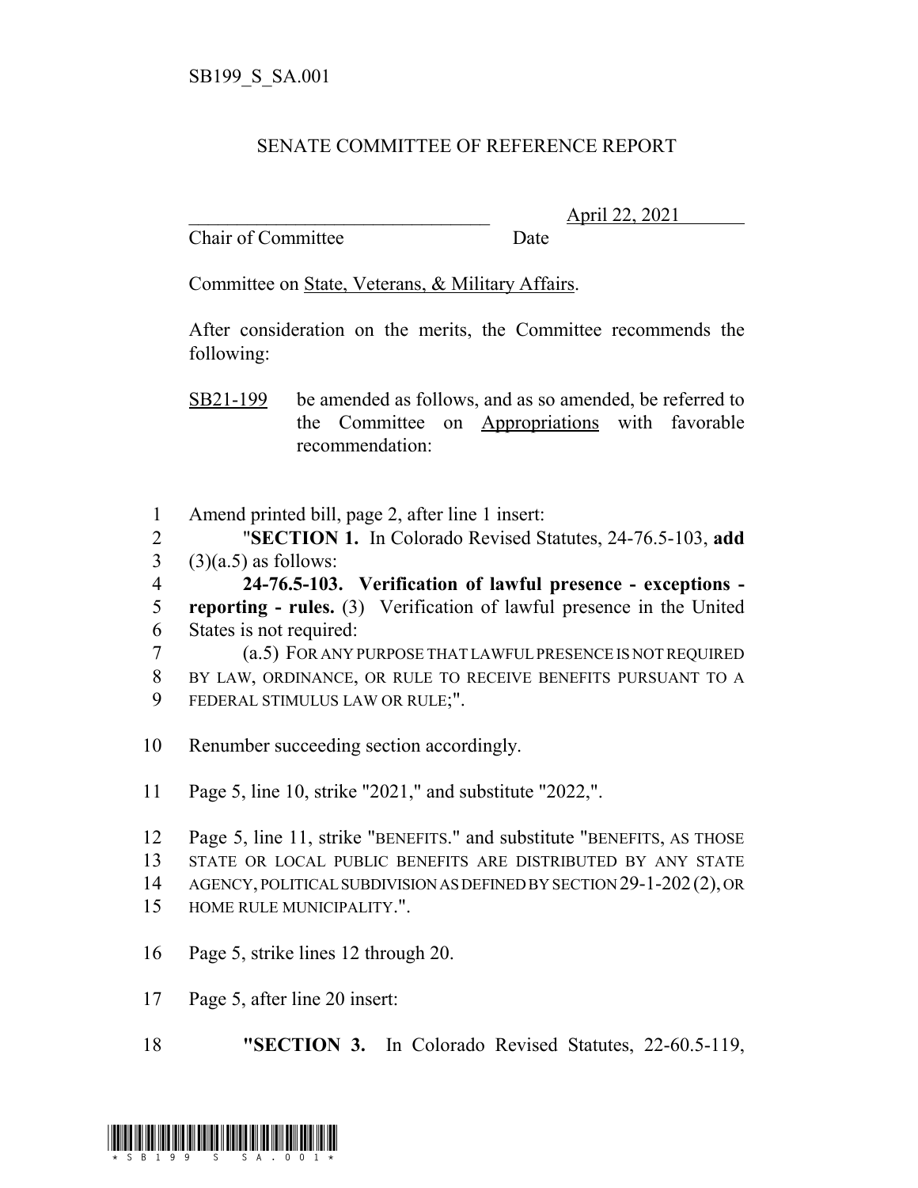SB199_S_SA.001

SENATE COMMITTEE OF REFERENCE REPORT

_______________________________ April 22, 2021

Chair of Committee Date

Committee on State, Veterans, & Military Affairs.

After consideration on the merits, the Committee recommends the following:

SB21-199 be amended as follows, and as so amended, be referred to the Committee on Appropriations with favorable recommendation:

1 Amend printed bill, page 2, after line 1 insert:

2 "**SECTION 1.** In Colorado Revised Statutes, 24-76.5-103, **add**

3 (3)(a.5) as follows:

4 **24-76.5-103. Verification of lawful presence - exceptions -**

5 **reporting - rules.** (3) Verification of lawful presence in the United

6 States is not required:

7 (a.5) FOR ANY PURPOSE THAT LAWFUL PRESENCE IS NOT REQUIRED

8 BY LAW, ORDINANCE, OR RULE TO RECEIVE BENEFITS PURSUANT TO A

9 FEDERAL STIMULUS LAW OR RULE;".

10 Renumber succeeding section accordingly.

11 Page 5, line 10, strike "2021," and substitute "2022,".

12 Page 5, line 11, strike "BENEFITS." and substitute "BENEFITS, AS THOSE

13 STATE OR LOCAL PUBLIC BENEFITS ARE DISTRIBUTED BY ANY STATE

14 AGENCY, POLITICAL SUBDIVISION AS DEFINED BY SECTION 29-1-202 (2), OR

15 HOME RULE MUNICIPALITY.".

16 Page 5, strike lines 12 through 20.

17 Page 5, after line 20 insert:

18 **"SECTION 3.** In Colorado Revised Statutes, 22-60.5-119,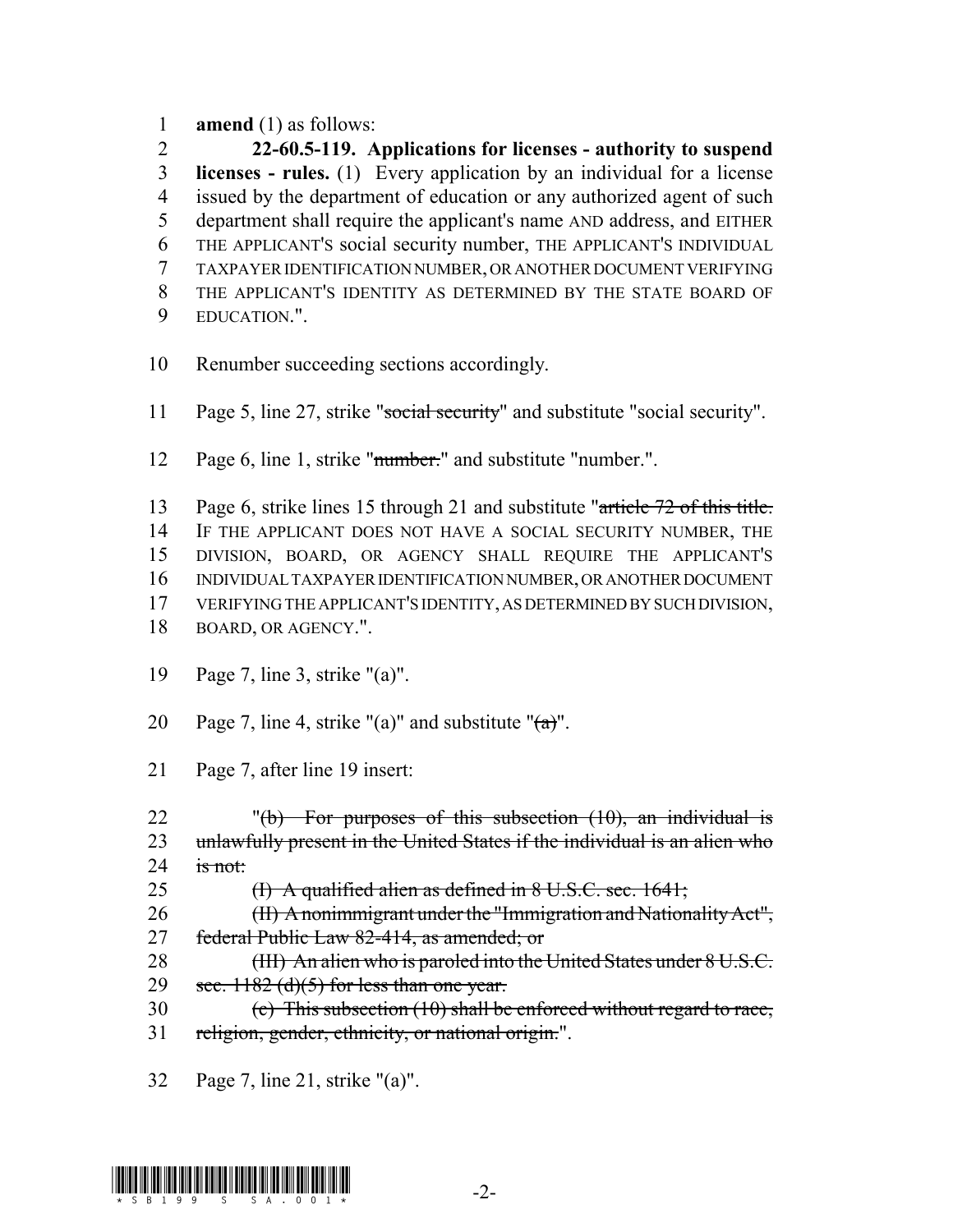amend (1) as follows:

**22-60.5-119. Applications for licenses - authority to suspend licenses - rules.** (1) Every application by an individual for a license issued by the department of education or any authorized agent of such department shall require the applicant's name AND address, and EITHER THE APPLICANT'S social security number, THE APPLICANT'S INDIVIDUAL TAXPAYER IDENTIFICATION NUMBER, OR ANOTHER DOCUMENT VERIFYING THE APPLICANT'S IDENTITY AS DETERMINED BY THE STATE BOARD OF EDUCATION.".

Renumber succeeding sections accordingly.

Page 5, line 27, strike "~~social security~~" and substitute "social security".

Page 6, line 1, strike "~~number.~~" and substitute "number.".

Page 6, strike lines 15 through 21 and substitute "~~article 72 of this title.~~ IF THE APPLICANT DOES NOT HAVE A SOCIAL SECURITY NUMBER, THE DIVISION, BOARD, OR AGENCY SHALL REQUIRE THE APPLICANT'S INDIVIDUAL TAXPAYER IDENTIFICATION NUMBER, OR ANOTHER DOCUMENT VERIFYING THE APPLICANT'S IDENTITY, AS DETERMINED BY SUCH DIVISION, BOARD, OR AGENCY.".

Page 7, line 3, strike "(a)".

Page 7, line 4, strike "(a)" and substitute "~~(a)~~".

Page 7, after line 19 insert:

"~~(b) For purposes of this subsection (10), an individual is unlawfully present in the United States if the individual is an alien who is not:~~

~~(I) A qualified alien as defined in 8 U.S.C. sec. 1641;~~

~~(II) A nonimmigrant under the "Immigration and Nationality Act", federal Public Law 82-414, as amended; or~~

~~(III) An alien who is paroled into the United States under 8 U.S.C. sec. 1182 (d)(5) for less than one year.~~

~~(c) This subsection (10) shall be enforced without regard to race, religion, gender, ethnicity, or national origin.~~".

Page 7, line 21, strike "(a)".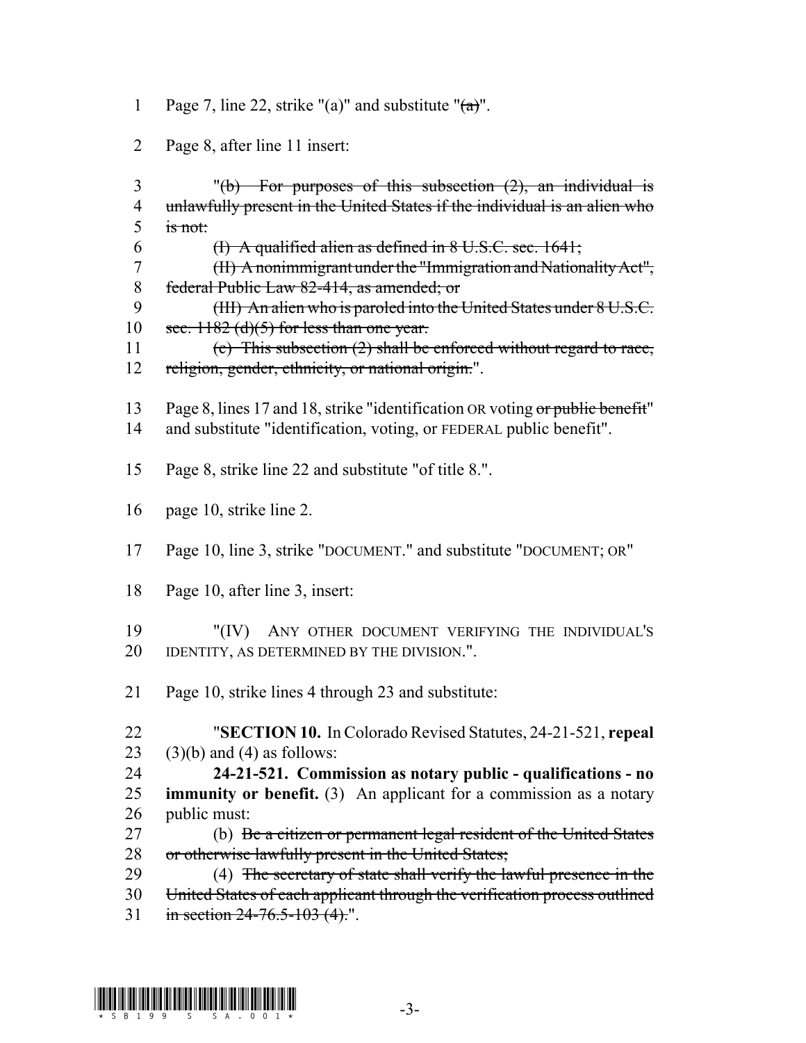1 Page 7, line 22, strike "(a)" and substitute "~~(a)~~".

2 Page 8, after line 11 insert:

3 "~~(b) For purposes of this subsection (2), an individual is~~
4 ~~unlawfully present in the United States if the individual is an alien who~~
5 ~~is not:~~
6 ~~(I) A qualified alien as defined in 8 U.S.C. sec. 1641;~~
7 ~~(II) A nonimmigrant under the "Immigration and Nationality Act",~~
8 ~~federal Public Law 82-414, as amended; or~~
9 ~~(III) An alien who is paroled into the United States under 8 U.S.C.~~
10 ~~sec. 1182 (d)(5) for less than one year.~~
11 ~~(c) This subsection (2) shall be enforced without regard to race,~~
12 ~~religion, gender, ethnicity, or national origin.~~".

13 Page 8, lines 17 and 18, strike "identification OR voting ~~or public benefit~~"
14 and substitute "identification, voting, or FEDERAL public benefit".

15 Page 8, strike line 22 and substitute "of title 8.".

16 page 10, strike line 2.

17 Page 10, line 3, strike "DOCUMENT." and substitute "DOCUMENT; OR"

18 Page 10, after line 3, insert:

19 "(IV) ANY OTHER DOCUMENT VERIFYING THE INDIVIDUAL'S
20 IDENTITY, AS DETERMINED BY THE DIVISION.".

21 Page 10, strike lines 4 through 23 and substitute:

22 "**SECTION 10.** In Colorado Revised Statutes, 24-21-521, **repeal**
23 (3)(b) and (4) as follows:
24 **24-21-521. Commission as notary public - qualifications - no**
25 **immunity or benefit.** (3) An applicant for a commission as a notary
26 public must:
27 (b) ~~Be a citizen or permanent legal resident of the United States~~
28 ~~or otherwise lawfully present in the United States;~~
29 (4) ~~The secretary of state shall verify the lawful presence in the~~
30 ~~United States of each applicant through the verification process outlined~~
31 ~~in section 24-76.5-103 (4).~~".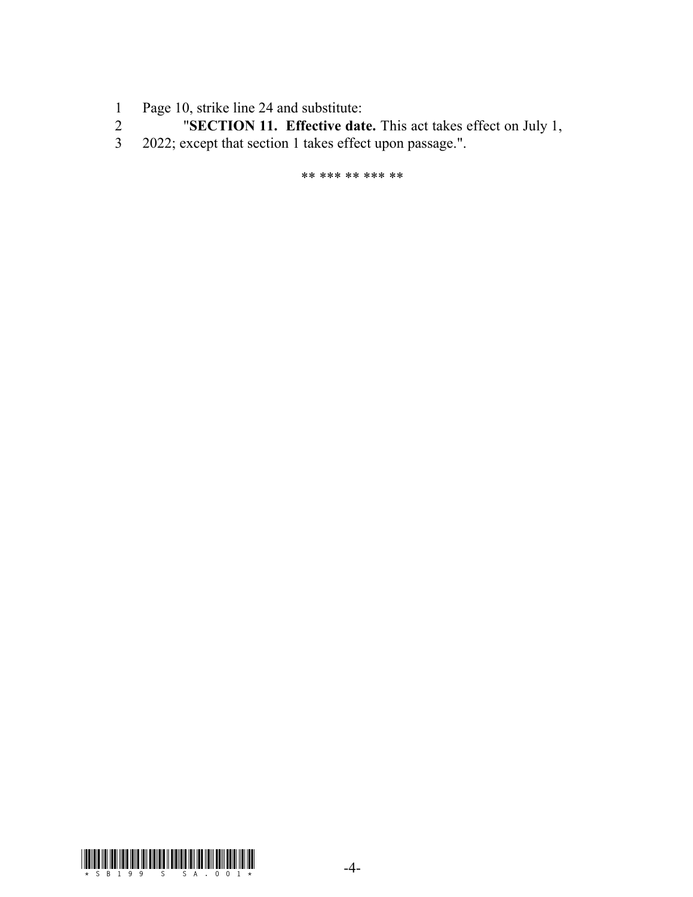1 Page 10, strike line 24 and substitute:

2 "**SECTION 11. Effective date.** This act takes effect on July 1,

3 2022; except that section 1 takes effect upon passage.".

** *** ** *** **